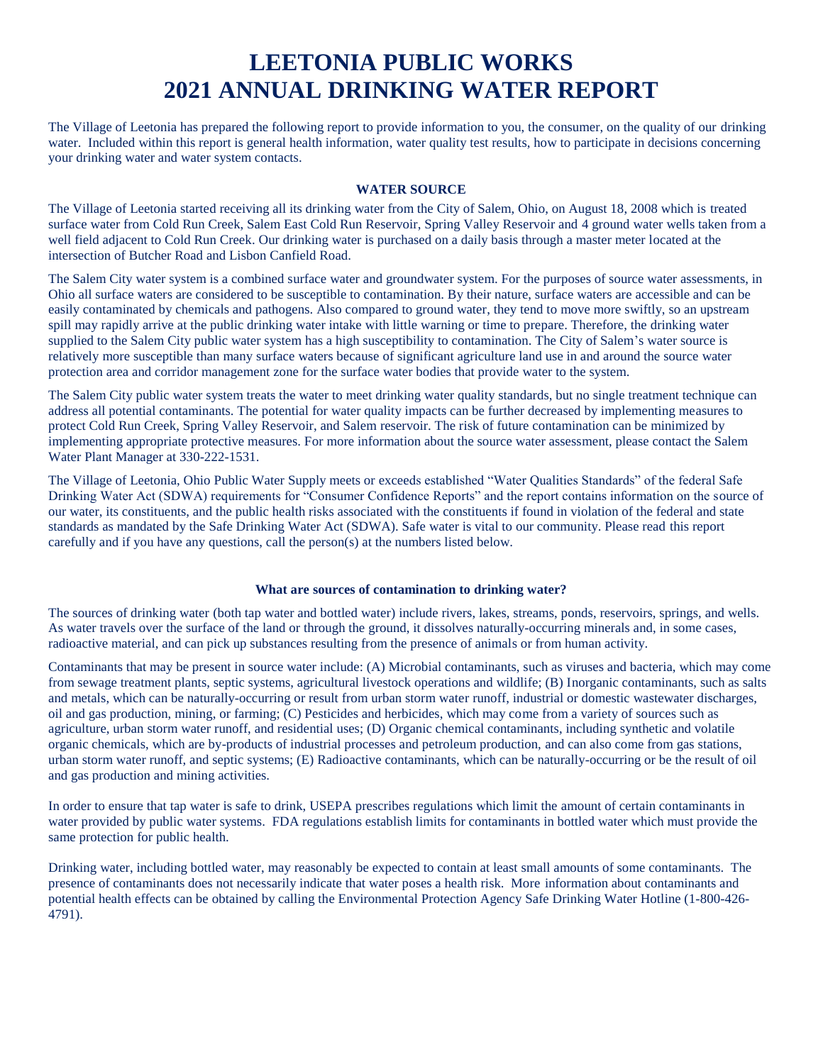# LEETONIA PUBLIC WORKS
# 2021 ANNUAL DRINKING WATER REPORT

The Village of Leetonia has prepared the following report to provide information to you, the consumer, on the quality of our drinking water. Included within this report is general health information, water quality test results, how to participate in decisions concerning your drinking water and water system contacts.

### WATER SOURCE

The Village of Leetonia started receiving all its drinking water from the City of Salem, Ohio, on August 18, 2008 which is treated surface water from Cold Run Creek, Salem East Cold Run Reservoir, Spring Valley Reservoir and 4 ground water wells taken from a well field adjacent to Cold Run Creek. Our drinking water is purchased on a daily basis through a master meter located at the intersection of Butcher Road and Lisbon Canfield Road.

The Salem City water system is a combined surface water and groundwater system. For the purposes of source water assessments, in Ohio all surface waters are considered to be susceptible to contamination. By their nature, surface waters are accessible and can be easily contaminated by chemicals and pathogens. Also compared to ground water, they tend to move more swiftly, so an upstream spill may rapidly arrive at the public drinking water intake with little warning or time to prepare. Therefore, the drinking water supplied to the Salem City public water system has a high susceptibility to contamination. The City of Salem's water source is relatively more susceptible than many surface waters because of significant agriculture land use in and around the source water protection area and corridor management zone for the surface water bodies that provide water to the system.

The Salem City public water system treats the water to meet drinking water quality standards, but no single treatment technique can address all potential contaminants. The potential for water quality impacts can be further decreased by implementing measures to protect Cold Run Creek, Spring Valley Reservoir, and Salem reservoir. The risk of future contamination can be minimized by implementing appropriate protective measures. For more information about the source water assessment, please contact the Salem Water Plant Manager at 330-222-1531.

The Village of Leetonia, Ohio Public Water Supply meets or exceeds established "Water Qualities Standards" of the federal Safe Drinking Water Act (SDWA) requirements for "Consumer Confidence Reports" and the report contains information on the source of our water, its constituents, and the public health risks associated with the constituents if found in violation of the federal and state standards as mandated by the Safe Drinking Water Act (SDWA). Safe water is vital to our community. Please read this report carefully and if you have any questions, call the person(s) at the numbers listed below.

### What are sources of contamination to drinking water?

The sources of drinking water (both tap water and bottled water) include rivers, lakes, streams, ponds, reservoirs, springs, and wells. As water travels over the surface of the land or through the ground, it dissolves naturally-occurring minerals and, in some cases, radioactive material, and can pick up substances resulting from the presence of animals or from human activity.

Contaminants that may be present in source water include: (A) Microbial contaminants, such as viruses and bacteria, which may come from sewage treatment plants, septic systems, agricultural livestock operations and wildlife; (B) Inorganic contaminants, such as salts and metals, which can be naturally-occurring or result from urban storm water runoff, industrial or domestic wastewater discharges, oil and gas production, mining, or farming; (C) Pesticides and herbicides, which may come from a variety of sources such as agriculture, urban storm water runoff, and residential uses; (D) Organic chemical contaminants, including synthetic and volatile organic chemicals, which are by-products of industrial processes and petroleum production, and can also come from gas stations, urban storm water runoff, and septic systems; (E) Radioactive contaminants, which can be naturally-occurring or be the result of oil and gas production and mining activities.

In order to ensure that tap water is safe to drink, USEPA prescribes regulations which limit the amount of certain contaminants in water provided by public water systems. FDA regulations establish limits for contaminants in bottled water which must provide the same protection for public health.

Drinking water, including bottled water, may reasonably be expected to contain at least small amounts of some contaminants. The presence of contaminants does not necessarily indicate that water poses a health risk. More information about contaminants and potential health effects can be obtained by calling the Environmental Protection Agency Safe Drinking Water Hotline (1-800-426-4791).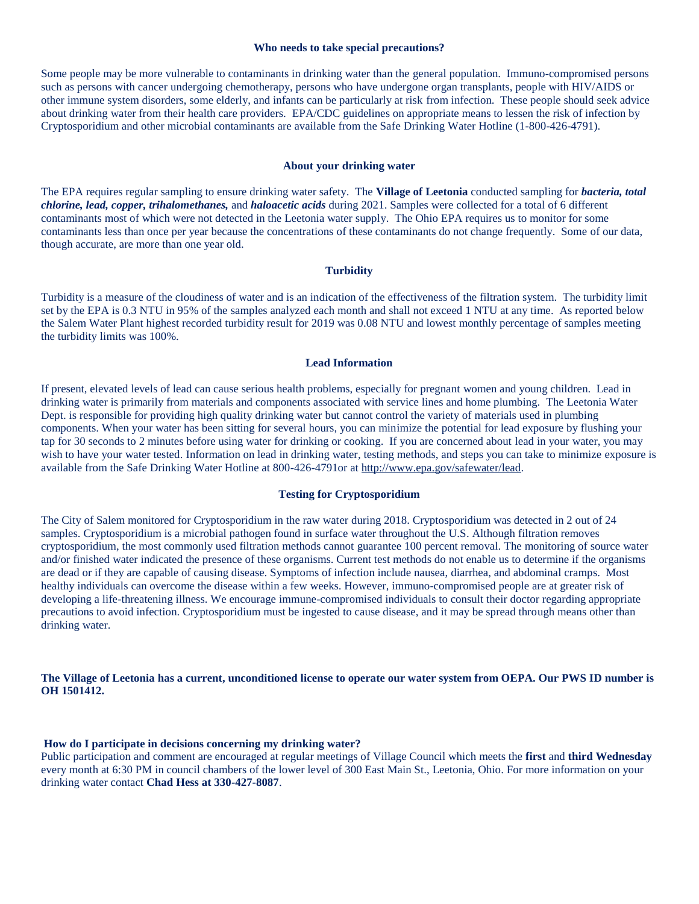### Who needs to take special precautions?

Some people may be more vulnerable to contaminants in drinking water than the general population. Immuno-compromised persons such as persons with cancer undergoing chemotherapy, persons who have undergone organ transplants, people with HIV/AIDS or other immune system disorders, some elderly, and infants can be particularly at risk from infection. These people should seek advice about drinking water from their health care providers. EPA/CDC guidelines on appropriate means to lessen the risk of infection by Cryptosporidium and other microbial contaminants are available from the Safe Drinking Water Hotline (1-800-426-4791).

### About your drinking water

The EPA requires regular sampling to ensure drinking water safety. The **Village of Leetonia** conducted sampling for ***bacteria, total chlorine, lead, copper, trihalomethanes,*** and ***haloacetic acids*** during 2021. Samples were collected for a total of 6 different contaminants most of which were not detected in the Leetonia water supply. The Ohio EPA requires us to monitor for some contaminants less than once per year because the concentrations of these contaminants do not change frequently. Some of our data, though accurate, are more than one year old.

### Turbidity

Turbidity is a measure of the cloudiness of water and is an indication of the effectiveness of the filtration system. The turbidity limit set by the EPA is 0.3 NTU in 95% of the samples analyzed each month and shall not exceed 1 NTU at any time. As reported below the Salem Water Plant highest recorded turbidity result for 2019 was 0.08 NTU and lowest monthly percentage of samples meeting the turbidity limits was 100%.

### Lead Information

If present, elevated levels of lead can cause serious health problems, especially for pregnant women and young children. Lead in drinking water is primarily from materials and components associated with service lines and home plumbing. The Leetonia Water Dept. is responsible for providing high quality drinking water but cannot control the variety of materials used in plumbing components. When your water has been sitting for several hours, you can minimize the potential for lead exposure by flushing your tap for 30 seconds to 2 minutes before using water for drinking or cooking. If you are concerned about lead in your water, you may wish to have your water tested. Information on lead in drinking water, testing methods, and steps you can take to minimize exposure is available from the Safe Drinking Water Hotline at 800-426-4791or at http://www.epa.gov/safewater/lead.

### Testing for Cryptosporidium

The City of Salem monitored for Cryptosporidium in the raw water during 2018. Cryptosporidium was detected in 2 out of 24 samples. Cryptosporidium is a microbial pathogen found in surface water throughout the U.S. Although filtration removes cryptosporidium, the most commonly used filtration methods cannot guarantee 100 percent removal. The monitoring of source water and/or finished water indicated the presence of these organisms. Current test methods do not enable us to determine if the organisms are dead or if they are capable of causing disease. Symptoms of infection include nausea, diarrhea, and abdominal cramps. Most healthy individuals can overcome the disease within a few weeks. However, immuno-compromised people are at greater risk of developing a life-threatening illness. We encourage immune-compromised individuals to consult their doctor regarding appropriate precautions to avoid infection. Cryptosporidium must be ingested to cause disease, and it may be spread through means other than drinking water.

**The Village of Leetonia has a current, unconditioned license to operate our water system from OEPA. Our PWS ID number is OH 1501412.**

**How do I participate in decisions concerning my drinking water?**

Public participation and comment are encouraged at regular meetings of Village Council which meets the **first** and **third Wednesday** every month at 6:30 PM in council chambers of the lower level of 300 East Main St., Leetonia, Ohio. For more information on your drinking water contact **Chad Hess at 330-427-8087**.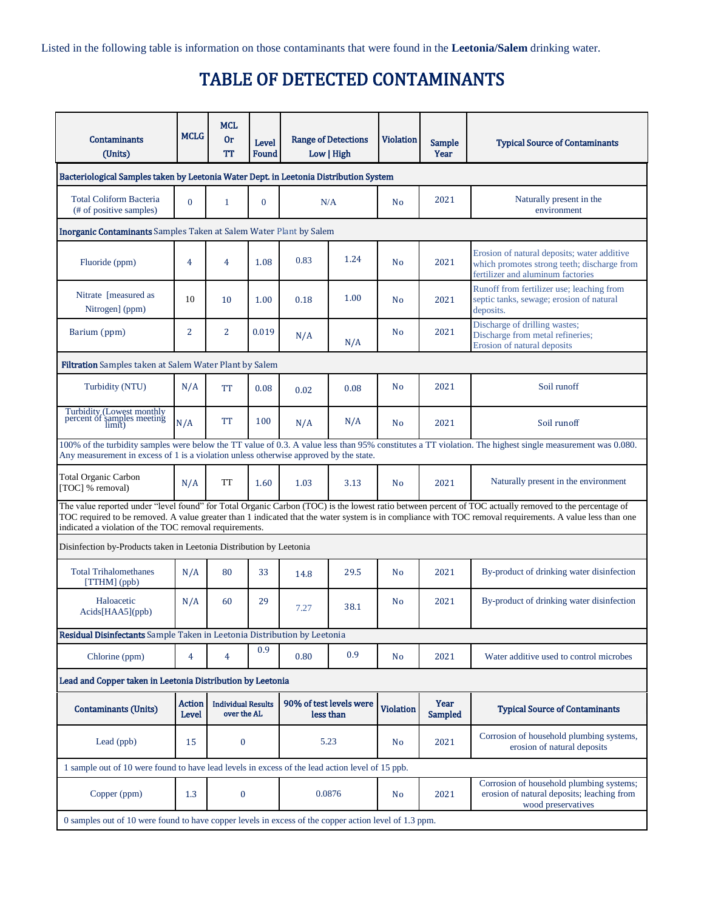Listed in the following table is information on those contaminants that were found in the **Leetonia/Salem** drinking water.

# TABLE OF DETECTED CONTAMINANTS

| Contaminants (Units) | MCLG | MCL Or TT | Level Found | Range of Detections Low | High | Violation | Sample Year | Typical Source of Contaminants |
|---|---|---|---|---|---|---|---|---|
| **Bacteriological Samples taken by Leetonia Water Dept. in Leetonia Distribution System** | | | | | | | | |
| Total Coliform Bacteria (# of positive samples) | 0 | 1 | 0 | N/A | | No | 2021 | Naturally present in the environment |
| **Inorganic Contaminants** Samples Taken at Salem Water Plant by Salem | | | | | | | | |
| Fluoride (ppm) | 4 | 4 | 1.08 | 0.83 | 1.24 | No | 2021 | Erosion of natural deposits; water additive which promotes strong teeth; discharge from fertilizer and aluminum factories |
| Nitrate [measured as Nitrogen] (ppm) | 10 | 10 | 1.00 | 0.18 | 1.00 | No | 2021 | Runoff from fertilizer use; leaching from septic tanks, sewage; erosion of natural deposits. |
| Barium (ppm) | 2 | 2 | 0.019 | N/A | N/A | No | 2021 | Discharge of drilling wastes; Discharge from metal refineries; Erosion of natural deposits |
| **Filtration** Samples taken at Salem Water Plant by Salem | | | | | | | | |
| Turbidity (NTU) | N/A | TT | 0.08 | 0.02 | 0.08 | No | 2021 | Soil runoff |
| Turbidity (Lowest monthly percent of samples meeting limit) | N/A | TT | 100 | N/A | N/A | No | 2021 | Soil runoff |
| 100% of the turbidity samples were below the TT value of 0.3. A value less than 95% constitutes a TT violation. The highest single measurement was 0.080. Any measurement in excess of 1 is a violation unless otherwise approved by the state. | | | | | | | | |
| Total Organic Carbon [TOC] % removal) | N/A | TT | 1.60 | 1.03 | 3.13 | No | 2021 | Naturally present in the environment |
| The value reported under "level found" for Total Organic Carbon (TOC) is the lowest ratio between percent of TOC actually removed to the percentage of TOC required to be removed. A value greater than 1 indicated that the water system is in compliance with TOC removal requirements. A value less than one indicated a violation of the TOC removal requirements. | | | | | | | | |
| Disinfection by-Products taken in Leetonia Distribution by Leetonia | | | | | | | | |
| Total Trihalomethanes [TTHM] (ppb) | N/A | 80 | 33 | 14.8 | 29.5 | No | 2021 | By-product of drinking water disinfection |
| Haloacetic Acids[HAA5](ppb) | N/A | 60 | 29 | 7.27 | 38.1 | No | 2021 | By-product of drinking water disinfection |
| **Residual Disinfectants** Sample Taken in Leetonia Distribution by Leetonia | | | | | | | | |
| Chlorine (ppm) | 4 | 4 | 0.9 | 0.80 | 0.9 | No | 2021 | Water additive used to control microbes |
| **Lead and Copper taken in Leetonia Distribution by Leetonia** | | | | | | | | |
| **Contaminants (Units)** | **Action Level** | **Individual Results over the AL** | | **90% of test levels were less than** | | **Violation** | **Year Sampled** | **Typical Source of Contaminants** |
| Lead (ppb) | 15 | 0 | | 5.23 | | No | 2021 | Corrosion of household plumbing systems, erosion of natural deposits |
| 1 sample out of 10 were found to have lead levels in excess of the lead action level of 15 ppb. | | | | | | | | |
| Copper (ppm) | 1.3 | 0 | | 0.0876 | | No | 2021 | Corrosion of household plumbing systems; erosion of natural deposits; leaching from wood preservatives |
| 0 samples out of 10 were found to have copper levels in excess of the copper action level of 1.3 ppm. | | | | | | | | |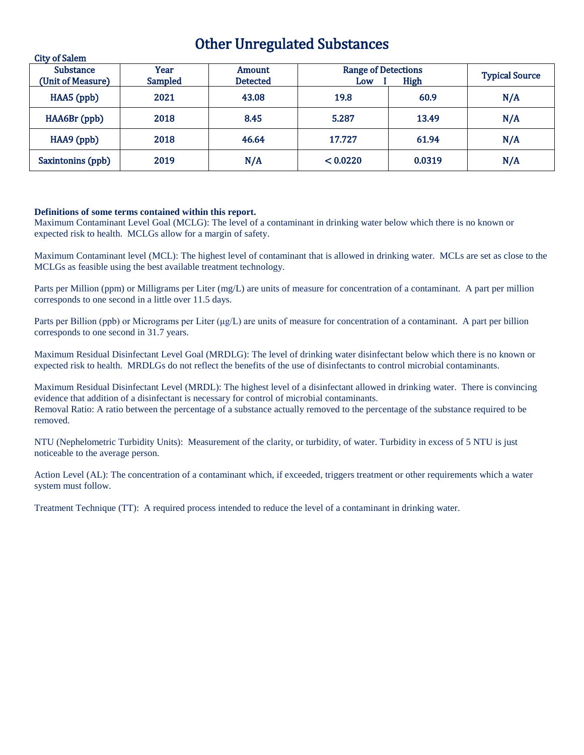# Other Unregulated Substances

City of Salem

| Substance (Unit of Measure) | Year Sampled | Amount Detected | Range of Detections Low | High | Typical Source |
|---|---|---|---|---|---|
| HAA5 (ppb) | 2021 | 43.08 | 19.8 | 60.9 | N/A |
| HAA6Br (ppb) | 2018 | 8.45 | 5.287 | 13.49 | N/A |
| HAA9 (ppb) | 2018 | 46.64 | 17.727 | 61.94 | N/A |
| Saxintonins (ppb) | 2019 | N/A | < 0.0220 | 0.0319 | N/A |

**Definitions of some terms contained within this report.**

Maximum Contaminant Level Goal (MCLG): The level of a contaminant in drinking water below which there is no known or expected risk to health. MCLGs allow for a margin of safety.

Maximum Contaminant level (MCL): The highest level of contaminant that is allowed in drinking water. MCLs are set as close to the MCLGs as feasible using the best available treatment technology.

Parts per Million (ppm) or Milligrams per Liter (mg/L) are units of measure for concentration of a contaminant. A part per million corresponds to one second in a little over 11.5 days.

Parts per Billion (ppb) or Micrograms per Liter (µg/L) are units of measure for concentration of a contaminant. A part per billion corresponds to one second in 31.7 years.

Maximum Residual Disinfectant Level Goal (MRDLG): The level of drinking water disinfectant below which there is no known or expected risk to health. MRDLGs do not reflect the benefits of the use of disinfectants to control microbial contaminants.

Maximum Residual Disinfectant Level (MRDL): The highest level of a disinfectant allowed in drinking water. There is convincing evidence that addition of a disinfectant is necessary for control of microbial contaminants.
Removal Ratio: A ratio between the percentage of a substance actually removed to the percentage of the substance required to be removed.

NTU (Nephelometric Turbidity Units): Measurement of the clarity, or turbidity, of water. Turbidity in excess of 5 NTU is just noticeable to the average person.

Action Level (AL): The concentration of a contaminant which, if exceeded, triggers treatment or other requirements which a water system must follow.

Treatment Technique (TT): A required process intended to reduce the level of a contaminant in drinking water.